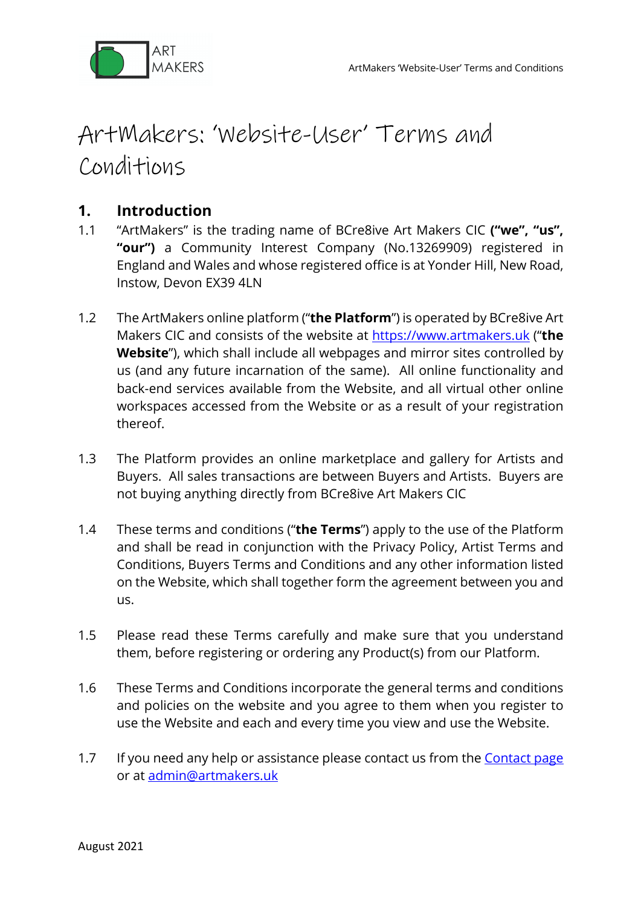# ArtMakers: 'Website-User' Terms and Conditions

## 1. Introduction

1.1 "ArtMakers" is the trading name of BCre8ive Art Makers CIC **("we", "us", "our")** a Community Interest Company (No.13269909) registered in England and Wales and whose registered office is at Yonder Hill, New Road, Instow, Devon EX39 4LN

1.2 The ArtMakers online platform ("**the Platform**") is operated by BCre8ive Art Makers CIC and consists of the website at [https://www.artmakers.uk](https://www.artmakers.uk) ("**the Website**"), which shall include all webpages and mirror sites controlled by us (and any future incarnation of the same). All online functionality and back-end services available from the Website, and all virtual other online workspaces accessed from the Website or as a result of your registration thereof.

1.3 The Platform provides an online marketplace and gallery for Artists and Buyers. All sales transactions are between Buyers and Artists. Buyers are not buying anything directly from BCre8ive Art Makers CIC

1.4 These terms and conditions ("**the Terms**") apply to the use of the Platform and shall be read in conjunction with the Privacy Policy, Artist Terms and Conditions, Buyers Terms and Conditions and any other information listed on the Website, which shall together form the agreement between you and us.

1.5 Please read these Terms carefully and make sure that you understand them, before registering or ordering any Product(s) from our Platform.

1.6 These Terms and Conditions incorporate the general terms and conditions and policies on the website and you agree to them when you register to use the Website and each and every time you view and use the Website.

1.7 If you need any help or assistance please contact us from the Contact page or at admin@artmakers.uk

August 2021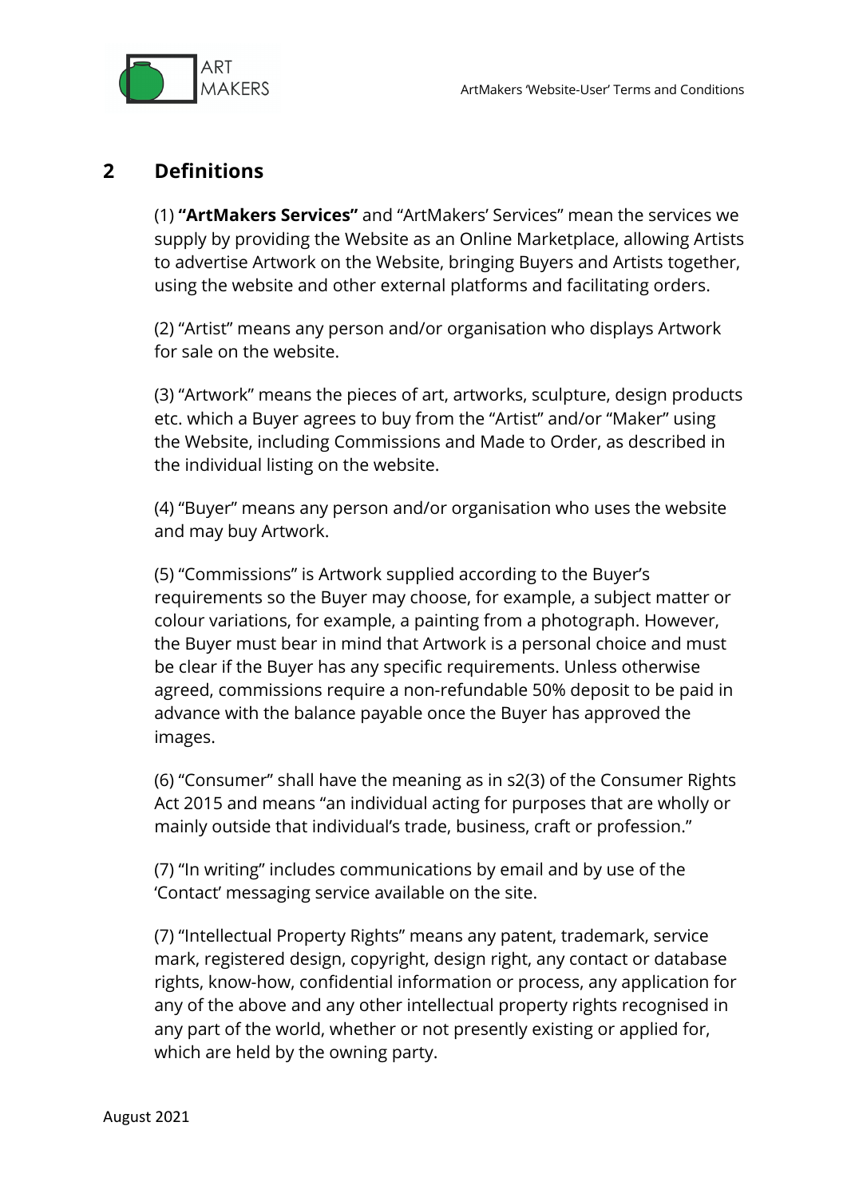## 2 Definitions

(1) **"ArtMakers Services"** and "ArtMakers' Services" mean the services we supply by providing the Website as an Online Marketplace, allowing Artists to advertise Artwork on the Website, bringing Buyers and Artists together, using the website and other external platforms and facilitating orders.

(2) "Artist" means any person and/or organisation who displays Artwork for sale on the website.

(3) "Artwork" means the pieces of art, artworks, sculpture, design products etc. which a Buyer agrees to buy from the "Artist" and/or "Maker" using the Website, including Commissions and Made to Order, as described in the individual listing on the website.

(4) "Buyer" means any person and/or organisation who uses the website and may buy Artwork.

(5) "Commissions" is Artwork supplied according to the Buyer's requirements so the Buyer may choose, for example, a subject matter or colour variations, for example, a painting from a photograph. However, the Buyer must bear in mind that Artwork is a personal choice and must be clear if the Buyer has any specific requirements. Unless otherwise agreed, commissions require a non-refundable 50% deposit to be paid in advance with the balance payable once the Buyer has approved the images.

(6) "Consumer" shall have the meaning as in s2(3) of the Consumer Rights Act 2015 and means "an individual acting for purposes that are wholly or mainly outside that individual's trade, business, craft or profession."

(7) "In writing" includes communications by email and by use of the 'Contact' messaging service available on the site.

(7) "Intellectual Property Rights" means any patent, trademark, service mark, registered design, copyright, design right, any contact or database rights, know-how, confidential information or process, any application for any of the above and any other intellectual property rights recognised in any part of the world, whether or not presently existing or applied for, which are held by the owning party.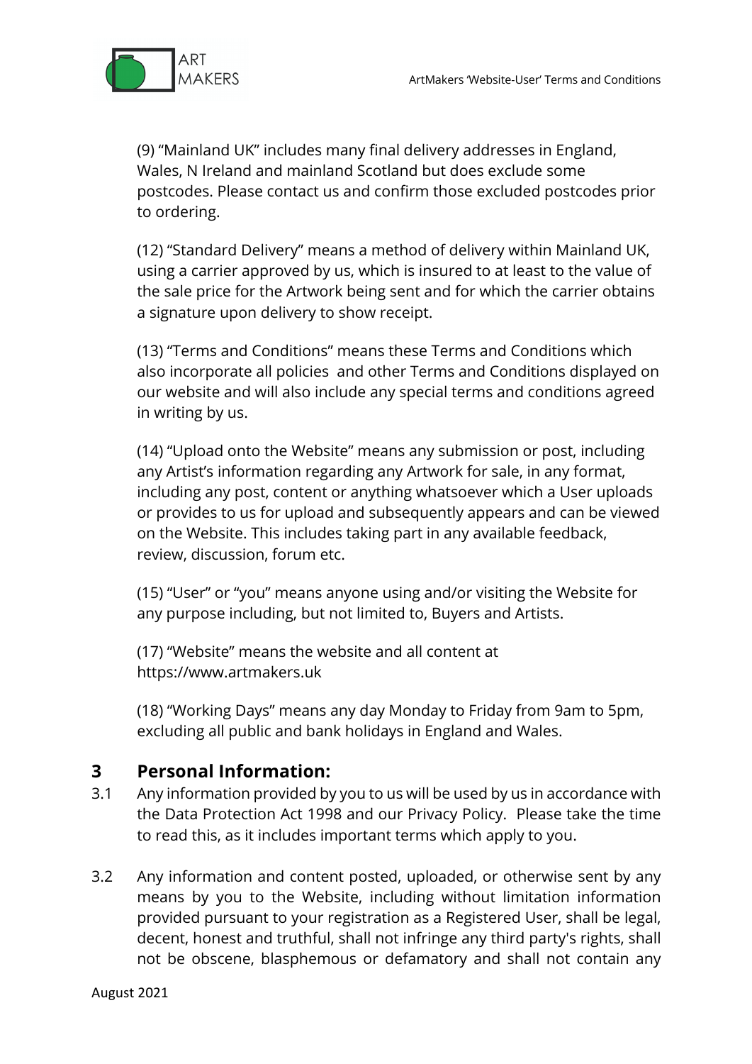(9) “Mainland UK” includes many final delivery addresses in England, Wales, N Ireland and mainland Scotland but does exclude some postcodes. Please contact us and confirm those excluded postcodes prior to ordering.

(12) “Standard Delivery” means a method of delivery within Mainland UK, using a carrier approved by us, which is insured to at least to the value of the sale price for the Artwork being sent and for which the carrier obtains a signature upon delivery to show receipt.

(13) “Terms and Conditions” means these Terms and Conditions which also incorporate all policies and other Terms and Conditions displayed on our website and will also include any special terms and conditions agreed in writing by us.

(14) “Upload onto the Website” means any submission or post, including any Artist’s information regarding any Artwork for sale, in any format, including any post, content or anything whatsoever which a User uploads or provides to us for upload and subsequently appears and can be viewed on the Website. This includes taking part in any available feedback, review, discussion, forum etc.

(15) “User” or “you” means anyone using and/or visiting the Website for any purpose including, but not limited to, Buyers and Artists.

(17) “Website” means the website and all content at https://www.artmakers.uk

(18) “Working Days” means any day Monday to Friday from 9am to 5pm, excluding all public and bank holidays in England and Wales.

## 3 Personal Information:

3.1 Any information provided by you to us will be used by us in accordance with the Data Protection Act 1998 and our Privacy Policy. Please take the time to read this, as it includes important terms which apply to you.

3.2 Any information and content posted, uploaded, or otherwise sent by any means by you to the Website, including without limitation information provided pursuant to your registration as a Registered User, shall be legal, decent, honest and truthful, shall not infringe any third party's rights, shall not be obscene, blasphemous or defamatory and shall not contain any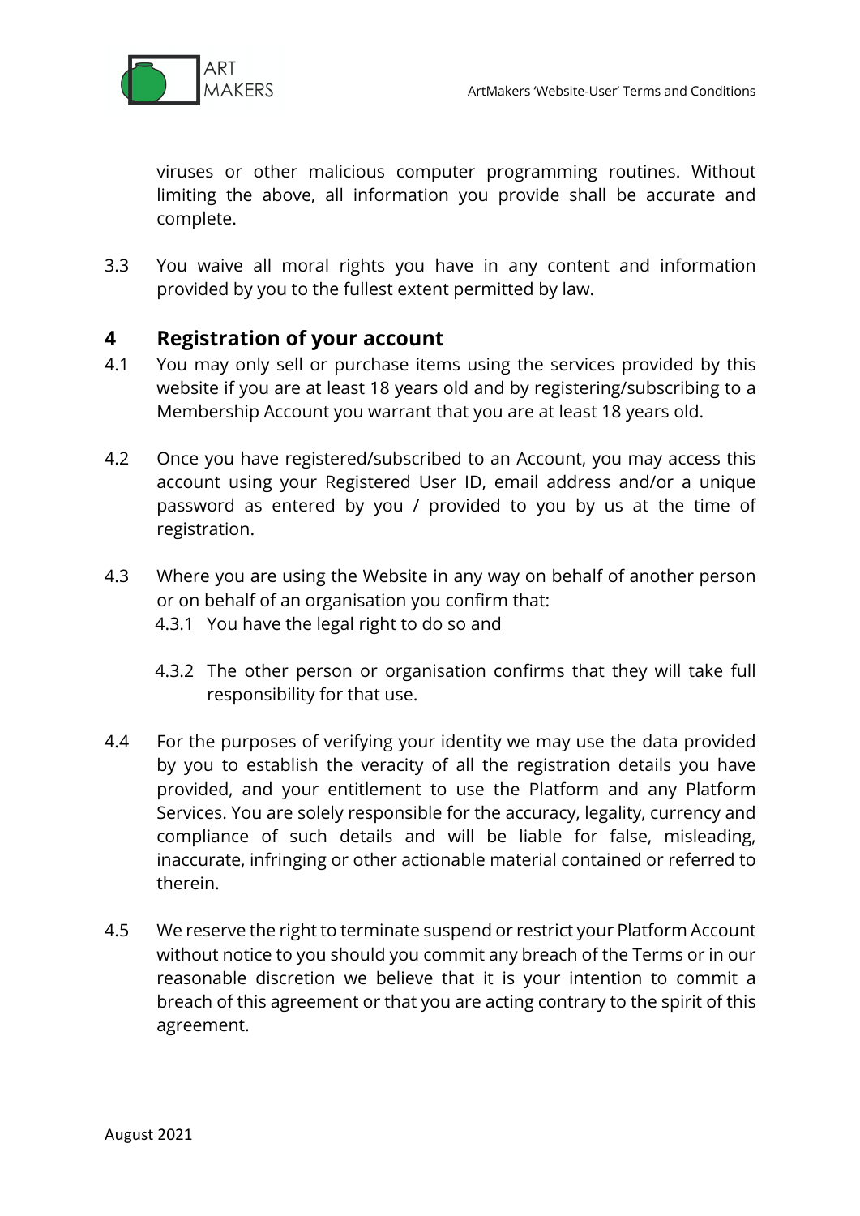viruses or other malicious computer programming routines. Without limiting the above, all information you provide shall be accurate and complete.

3.3 You waive all moral rights you have in any content and information provided by you to the fullest extent permitted by law.

## 4 Registration of your account

4.1 You may only sell or purchase items using the services provided by this website if you are at least 18 years old and by registering/subscribing to a Membership Account you warrant that you are at least 18 years old.

4.2 Once you have registered/subscribed to an Account, you may access this account using your Registered User ID, email address and/or a unique password as entered by you / provided to you by us at the time of registration.

4.3 Where you are using the Website in any way on behalf of another person or on behalf of an organisation you confirm that:

4.3.1 You have the legal right to do so and

4.3.2 The other person or organisation confirms that they will take full responsibility for that use.

4.4 For the purposes of verifying your identity we may use the data provided by you to establish the veracity of all the registration details you have provided, and your entitlement to use the Platform and any Platform Services. You are solely responsible for the accuracy, legality, currency and compliance of such details and will be liable for false, misleading, inaccurate, infringing or other actionable material contained or referred to therein.

4.5 We reserve the right to terminate suspend or restrict your Platform Account without notice to you should you commit any breach of the Terms or in our reasonable discretion we believe that it is your intention to commit a breach of this agreement or that you are acting contrary to the spirit of this agreement.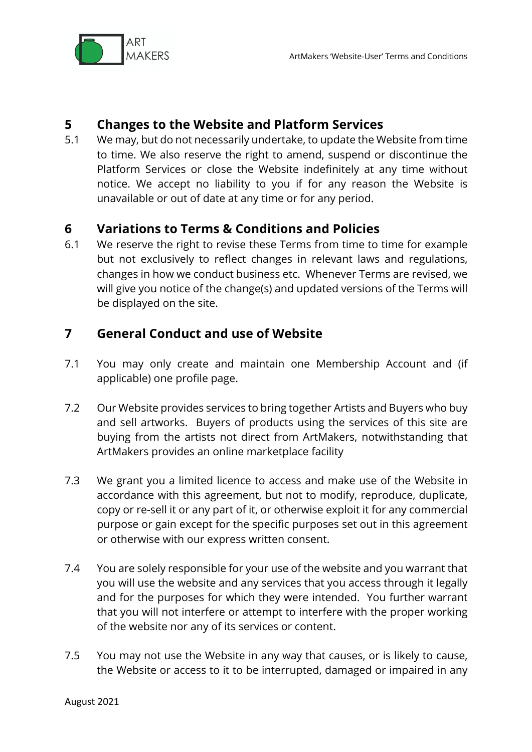## 5 Changes to the Website and Platform Services

5.1 We may, but do not necessarily undertake, to update the Website from time to time. We also reserve the right to amend, suspend or discontinue the Platform Services or close the Website indefinitely at any time without notice. We accept no liability to you if for any reason the Website is unavailable or out of date at any time or for any period.

## 6 Variations to Terms & Conditions and Policies

6.1 We reserve the right to revise these Terms from time to time for example but not exclusively to reflect changes in relevant laws and regulations, changes in how we conduct business etc. Whenever Terms are revised, we will give you notice of the change(s) and updated versions of the Terms will be displayed on the site.

## 7 General Conduct and use of Website

7.1 You may only create and maintain one Membership Account and (if applicable) one profile page.

7.2 Our Website provides services to bring together Artists and Buyers who buy and sell artworks. Buyers of products using the services of this site are buying from the artists not direct from ArtMakers, notwithstanding that ArtMakers provides an online marketplace facility

7.3 We grant you a limited licence to access and make use of the Website in accordance with this agreement, but not to modify, reproduce, duplicate, copy or re-sell it or any part of it, or otherwise exploit it for any commercial purpose or gain except for the specific purposes set out in this agreement or otherwise with our express written consent.

7.4 You are solely responsible for your use of the website and you warrant that you will use the website and any services that you access through it legally and for the purposes for which they were intended. You further warrant that you will not interfere or attempt to interfere with the proper working of the website nor any of its services or content.

7.5 You may not use the Website in any way that causes, or is likely to cause, the Website or access to it to be interrupted, damaged or impaired in any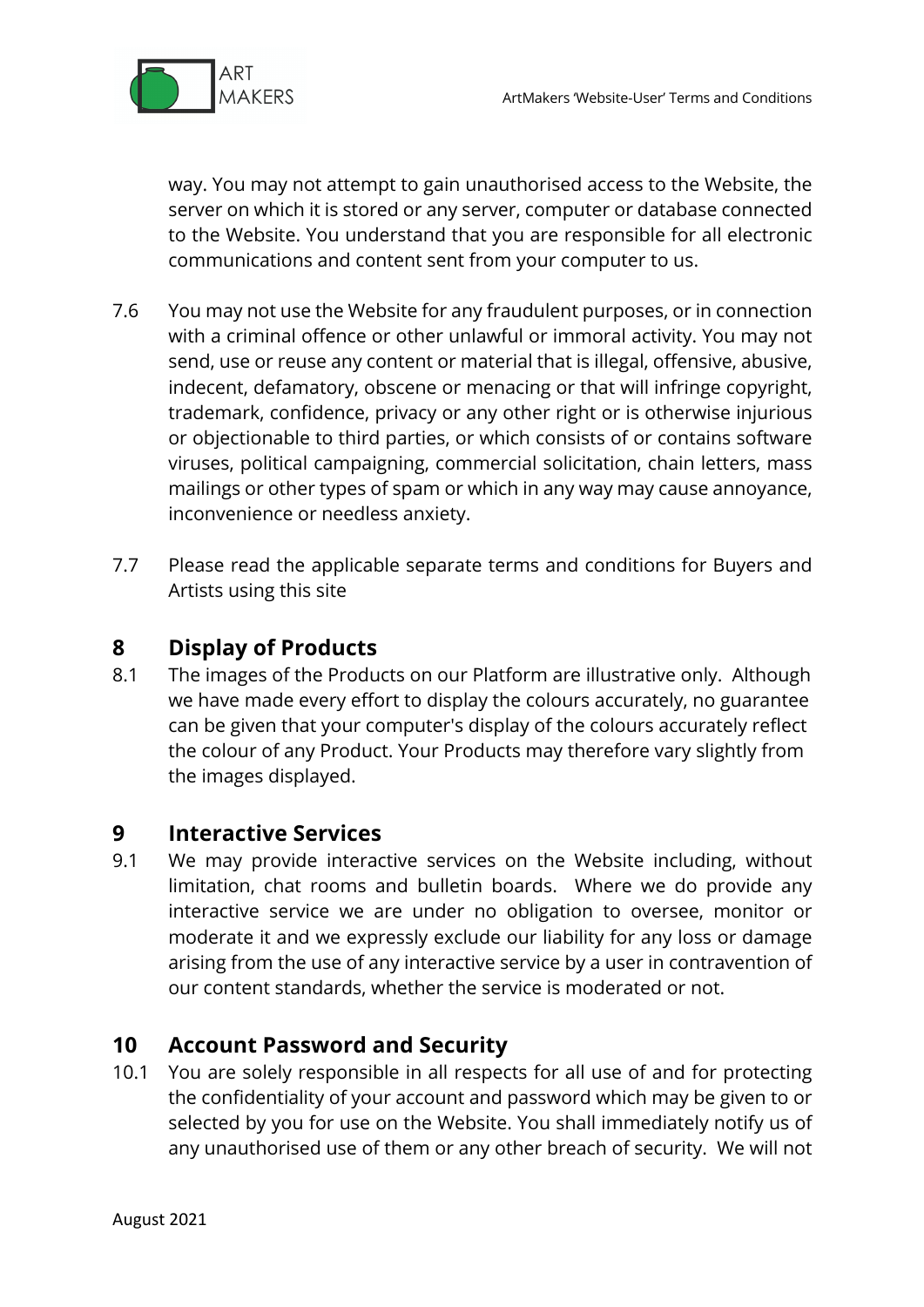way. You may not attempt to gain unauthorised access to the Website, the server on which it is stored or any server, computer or database connected to the Website. You understand that you are responsible for all electronic communications and content sent from your computer to us.

7.6 You may not use the Website for any fraudulent purposes, or in connection with a criminal offence or other unlawful or immoral activity. You may not send, use or reuse any content or material that is illegal, offensive, abusive, indecent, defamatory, obscene or menacing or that will infringe copyright, trademark, confidence, privacy or any other right or is otherwise injurious or objectionable to third parties, or which consists of or contains software viruses, political campaigning, commercial solicitation, chain letters, mass mailings or other types of spam or which in any way may cause annoyance, inconvenience or needless anxiety.

7.7 Please read the applicable separate terms and conditions for Buyers and Artists using this site

## 8 Display of Products

8.1 The images of the Products on our Platform are illustrative only. Although we have made every effort to display the colours accurately, no guarantee can be given that your computer's display of the colours accurately reflect the colour of any Product. Your Products may therefore vary slightly from the images displayed.

## 9 Interactive Services

9.1 We may provide interactive services on the Website including, without limitation, chat rooms and bulletin boards. Where we do provide any interactive service we are under no obligation to oversee, monitor or moderate it and we expressly exclude our liability for any loss or damage arising from the use of any interactive service by a user in contravention of our content standards, whether the service is moderated or not.

## 10 Account Password and Security

10.1 You are solely responsible in all respects for all use of and for protecting the confidentiality of your account and password which may be given to or selected by you for use on the Website. You shall immediately notify us of any unauthorised use of them or any other breach of security. We will not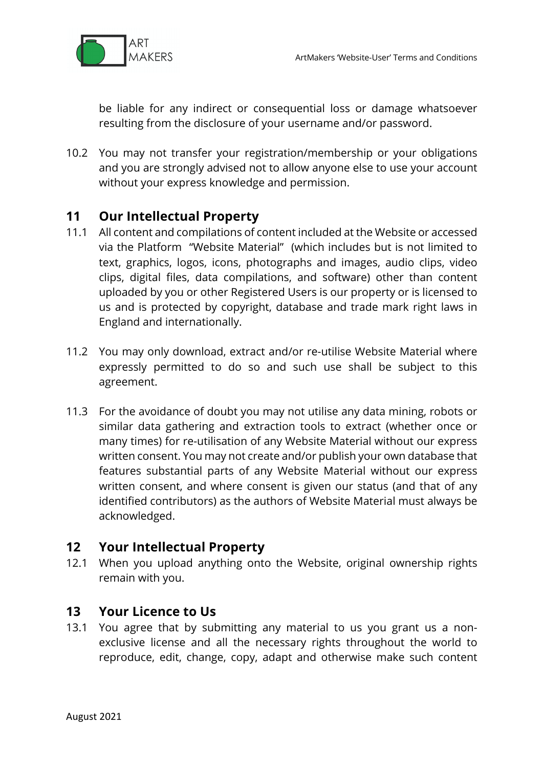be liable for any indirect or consequential loss or damage whatsoever resulting from the disclosure of your username and/or password.

10.2 You may not transfer your registration/membership or your obligations and you are strongly advised not to allow anyone else to use your account without your express knowledge and permission.

## 11 Our Intellectual Property

11.1 All content and compilations of content included at the Website or accessed via the Platform "Website Material" (which includes but is not limited to text, graphics, logos, icons, photographs and images, audio clips, video clips, digital files, data compilations, and software) other than content uploaded by you or other Registered Users is our property or is licensed to us and is protected by copyright, database and trade mark right laws in England and internationally.

11.2 You may only download, extract and/or re-utilise Website Material where expressly permitted to do so and such use shall be subject to this agreement.

11.3 For the avoidance of doubt you may not utilise any data mining, robots or similar data gathering and extraction tools to extract (whether once or many times) for re-utilisation of any Website Material without our express written consent. You may not create and/or publish your own database that features substantial parts of any Website Material without our express written consent, and where consent is given our status (and that of any identified contributors) as the authors of Website Material must always be acknowledged.

## 12 Your Intellectual Property

12.1 When you upload anything onto the Website, original ownership rights remain with you.

## 13 Your Licence to Us

13.1 You agree that by submitting any material to us you grant us a non-exclusive license and all the necessary rights throughout the world to reproduce, edit, change, copy, adapt and otherwise make such content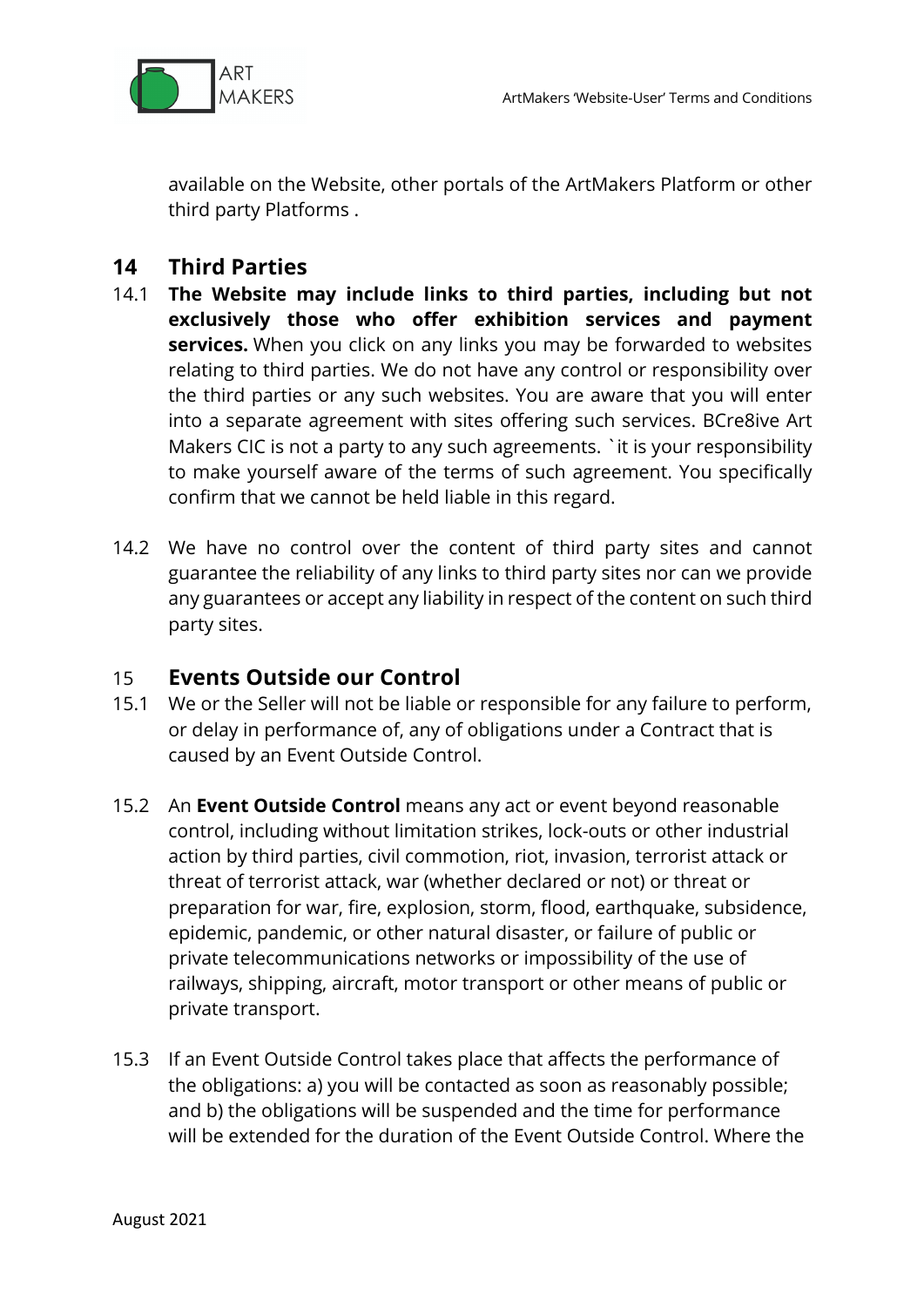available on the Website, other portals of the ArtMakers Platform or other third party Platforms .

## 14 Third Parties

14.1 **The Website may include links to third parties, including but not exclusively those who offer exhibition services and payment services.** When you click on any links you may be forwarded to websites relating to third parties. We do not have any control or responsibility over the third parties or any such websites. You are aware that you will enter into a separate agreement with sites offering such services. BCre8ive Art Makers CIC is not a party to any such agreements. `it is your responsibility to make yourself aware of the terms of such agreement. You specifically confirm that we cannot be held liable in this regard.

14.2 We have no control over the content of third party sites and cannot guarantee the reliability of any links to third party sites nor can we provide any guarantees or accept any liability in respect of the content on such third party sites.

## 15 Events Outside our Control

15.1 We or the Seller will not be liable or responsible for any failure to perform, or delay in performance of, any of obligations under a Contract that is caused by an Event Outside Control.

15.2 An **Event Outside Control** means any act or event beyond reasonable control, including without limitation strikes, lock-outs or other industrial action by third parties, civil commotion, riot, invasion, terrorist attack or threat of terrorist attack, war (whether declared or not) or threat or preparation for war, fire, explosion, storm, flood, earthquake, subsidence, epidemic, pandemic, or other natural disaster, or failure of public or private telecommunications networks or impossibility of the use of railways, shipping, aircraft, motor transport or other means of public or private transport.

15.3 If an Event Outside Control takes place that affects the performance of the obligations: a) you will be contacted as soon as reasonably possible; and b) the obligations will be suspended and the time for performance will be extended for the duration of the Event Outside Control. Where the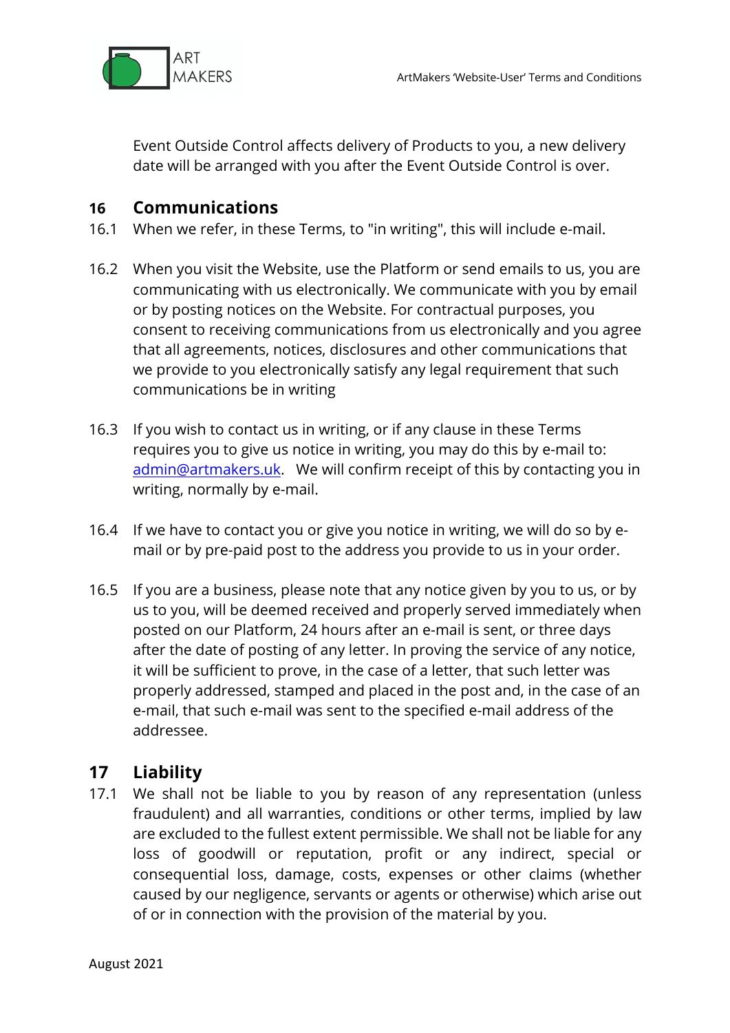Event Outside Control affects delivery of Products to you, a new delivery date will be arranged with you after the Event Outside Control is over.

## 16 Communications

16.1 When we refer, in these Terms, to "in writing", this will include e-mail.

16.2 When you visit the Website, use the Platform or send emails to us, you are communicating with us electronically. We communicate with you by email or by posting notices on the Website. For contractual purposes, you consent to receiving communications from us electronically and you agree that all agreements, notices, disclosures and other communications that we provide to you electronically satisfy any legal requirement that such communications be in writing

16.3 If you wish to contact us in writing, or if any clause in these Terms requires you to give us notice in writing, you may do this by e-mail to: admin@artmakers.uk. We will confirm receipt of this by contacting you in writing, normally by e-mail.

16.4 If we have to contact you or give you notice in writing, we will do so by e-mail or by pre-paid post to the address you provide to us in your order.

16.5 If you are a business, please note that any notice given by you to us, or by us to you, will be deemed received and properly served immediately when posted on our Platform, 24 hours after an e-mail is sent, or three days after the date of posting of any letter. In proving the service of any notice, it will be sufficient to prove, in the case of a letter, that such letter was properly addressed, stamped and placed in the post and, in the case of an e-mail, that such e-mail was sent to the specified e-mail address of the addressee.

## 17 Liability

17.1 We shall not be liable to you by reason of any representation (unless fraudulent) and all warranties, conditions or other terms, implied by law are excluded to the fullest extent permissible. We shall not be liable for any loss of goodwill or reputation, profit or any indirect, special or consequential loss, damage, costs, expenses or other claims (whether caused by our negligence, servants or agents or otherwise) which arise out of or in connection with the provision of the material by you.

August 2021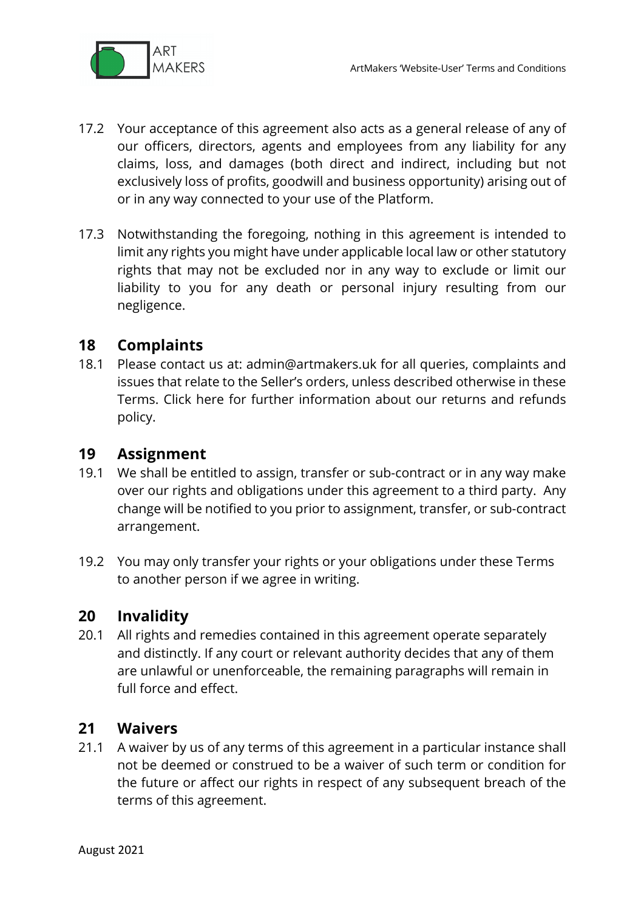17.2 Your acceptance of this agreement also acts as a general release of any of our officers, directors, agents and employees from any liability for any claims, loss, and damages (both direct and indirect, including but not exclusively loss of profits, goodwill and business opportunity) arising out of or in any way connected to your use of the Platform.

17.3 Notwithstanding the foregoing, nothing in this agreement is intended to limit any rights you might have under applicable local law or other statutory rights that may not be excluded nor in any way to exclude or limit our liability to you for any death or personal injury resulting from our negligence.

## 18 Complaints

18.1 Please contact us at: admin@artmakers.uk for all queries, complaints and issues that relate to the Seller's orders, unless described otherwise in these Terms. Click here for further information about our returns and refunds policy.

## 19 Assignment

19.1 We shall be entitled to assign, transfer or sub-contract or in any way make over our rights and obligations under this agreement to a third party. Any change will be notified to you prior to assignment, transfer, or sub-contract arrangement.

19.2 You may only transfer your rights or your obligations under these Terms to another person if we agree in writing.

## 20 Invalidity

20.1 All rights and remedies contained in this agreement operate separately and distinctly. If any court or relevant authority decides that any of them are unlawful or unenforceable, the remaining paragraphs will remain in full force and effect.

## 21 Waivers

21.1 A waiver by us of any terms of this agreement in a particular instance shall not be deemed or construed to be a waiver of such term or condition for the future or affect our rights in respect of any subsequent breach of the terms of this agreement.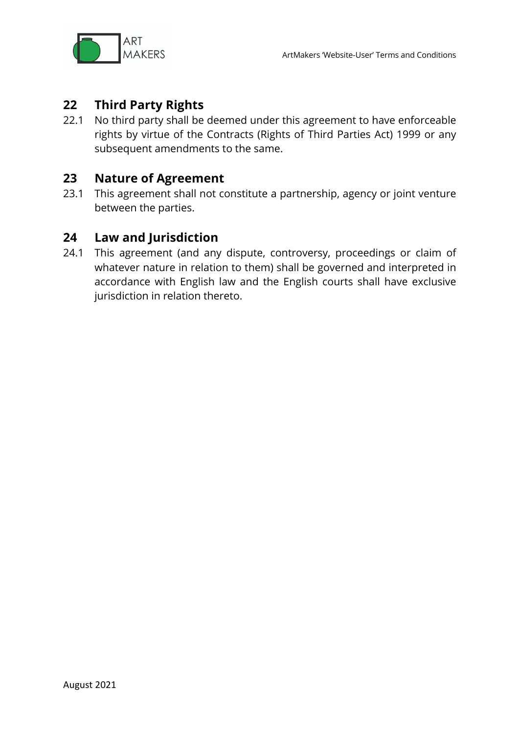## 22 Third Party Rights

22.1 No third party shall be deemed under this agreement to have enforceable rights by virtue of the Contracts (Rights of Third Parties Act) 1999 or any subsequent amendments to the same.

## 23 Nature of Agreement

23.1 This agreement shall not constitute a partnership, agency or joint venture between the parties.

## 24 Law and Jurisdiction

24.1 This agreement (and any dispute, controversy, proceedings or claim of whatever nature in relation to them) shall be governed and interpreted in accordance with English law and the English courts shall have exclusive jurisdiction in relation thereto.

August 2021